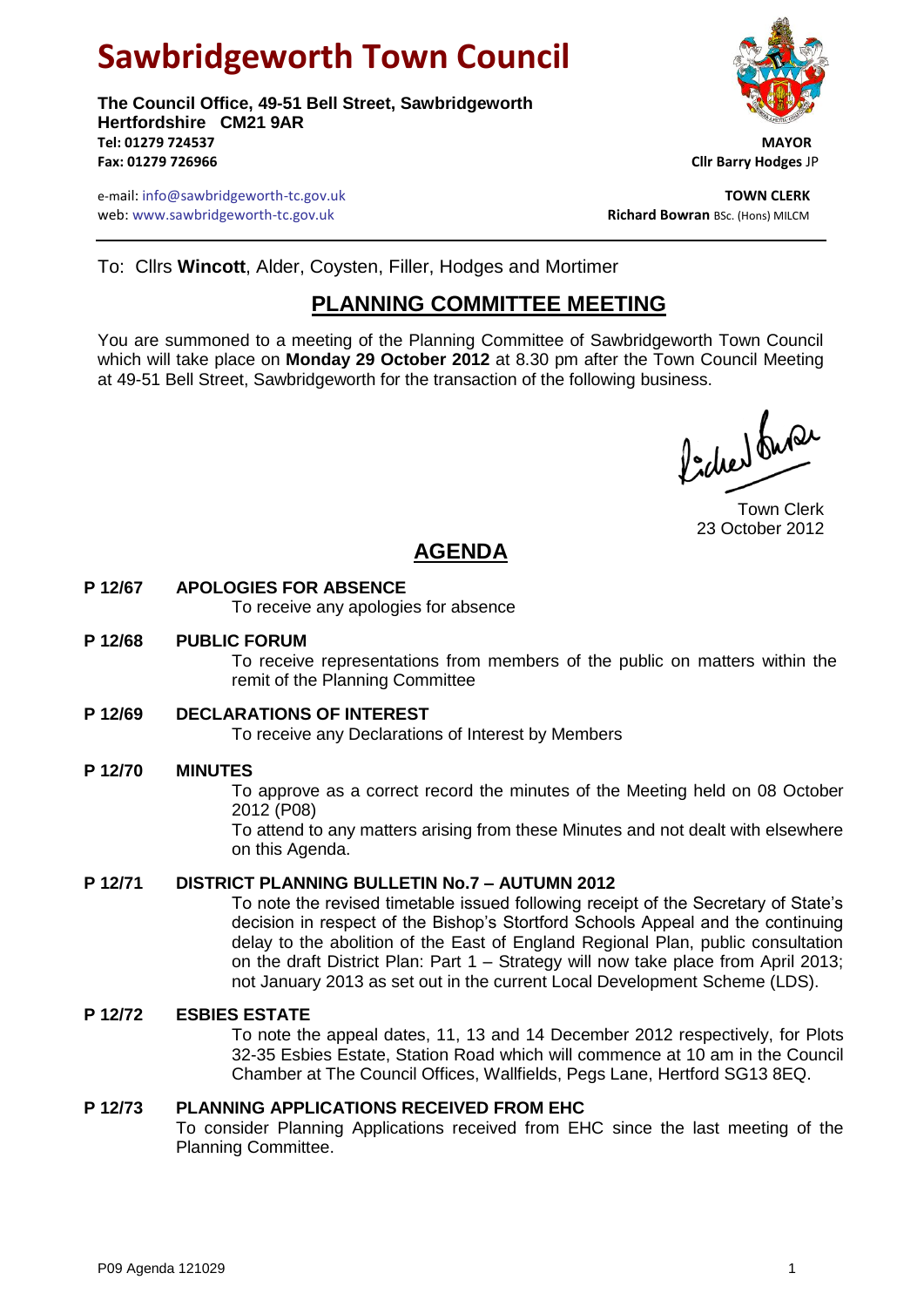# Sawbridgeworth Town Council

**The Council Office, 49-51 Bell Street, Sawbridgeworth**
**Hertfordshire CM21 9AR**
**Tel: 01279 724537**
**Fax: 01279 726966**

**MAYOR**
**Cllr Barry Hodges** JP

e-mail: info@sawbridgeworth-tc.gov.uk
web: www.sawbridgeworth-tc.gov.uk

**TOWN CLERK**
**Richard Bowran** BSc. (Hons) MILCM

To: Cllrs **Wincott**, Alder, Coysten, Filler, Hodges and Mortimer

## PLANNING COMMITTEE MEETING

You are summoned to a meeting of the Planning Committee of Sawbridgeworth Town Council which will take place on **Monday 29 October 2012** at 8.30 pm after the Town Council Meeting at 49-51 Bell Street, Sawbridgeworth for the transaction of the following business.

Town Clerk
23 October 2012

## AGENDA

**P 12/67 APOLOGIES FOR ABSENCE**
To receive any apologies for absence

**P 12/68 PUBLIC FORUM**
To receive representations from members of the public on matters within the remit of the Planning Committee

**P 12/69 DECLARATIONS OF INTEREST**
To receive any Declarations of Interest by Members

**P 12/70 MINUTES**
To approve as a correct record the minutes of the Meeting held on 08 October 2012 (P08)
To attend to any matters arising from these Minutes and not dealt with elsewhere on this Agenda.

**P 12/71 DISTRICT PLANNING BULLETIN No.7 – AUTUMN 2012**
To note the revised timetable issued following receipt of the Secretary of State's decision in respect of the Bishop's Stortford Schools Appeal and the continuing delay to the abolition of the East of England Regional Plan, public consultation on the draft District Plan: Part 1 – Strategy will now take place from April 2013; not January 2013 as set out in the current Local Development Scheme (LDS).

**P 12/72 ESBIES ESTATE**
To note the appeal dates, 11, 13 and 14 December 2012 respectively, for Plots 32-35 Esbies Estate, Station Road which will commence at 10 am in the Council Chamber at The Council Offices, Wallfields, Pegs Lane, Hertford SG13 8EQ.

**P 12/73 PLANNING APPLICATIONS RECEIVED FROM EHC**
To consider Planning Applications received from EHC since the last meeting of the Planning Committee.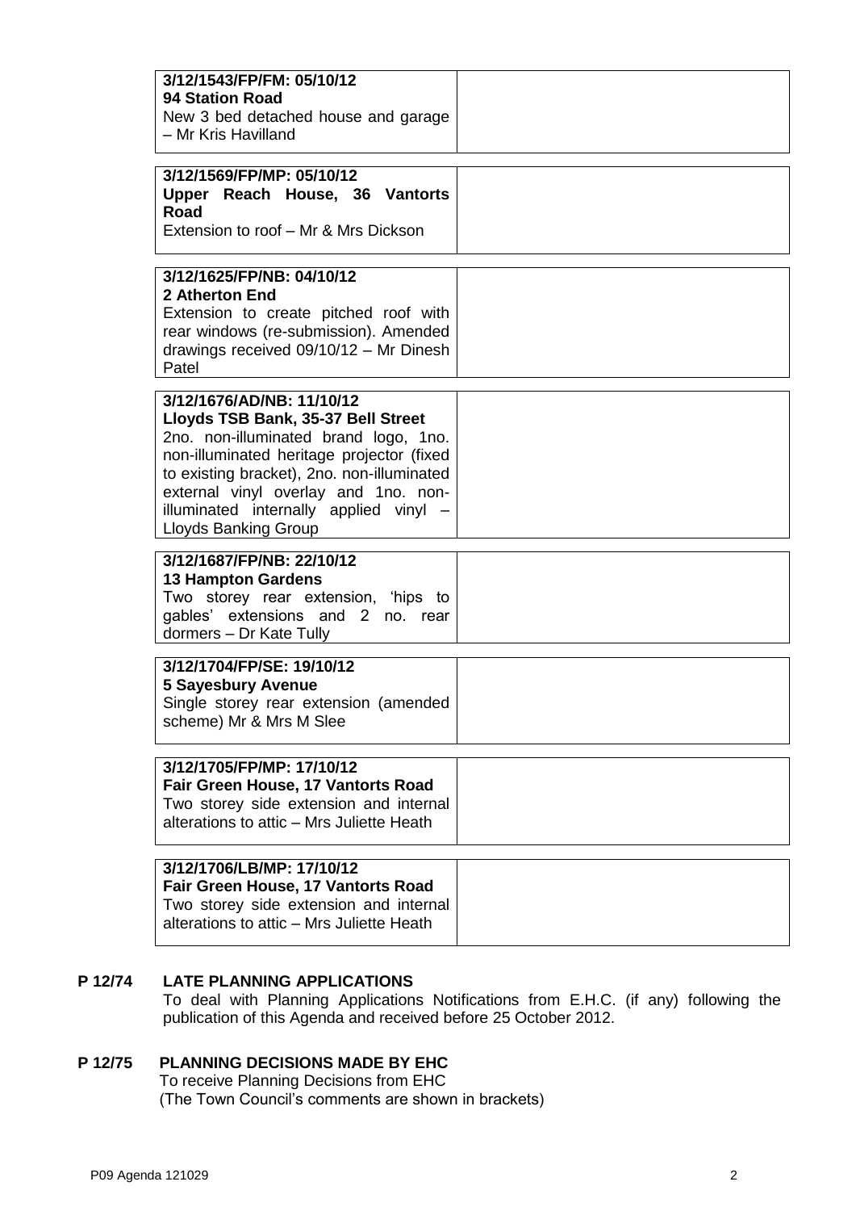| | |
|---|---|
| **3/12/1543/FP/FM: 05/10/12**<br>**94 Station Road**<br>New 3 bed detached house and garage – Mr Kris Havilland | |
| **3/12/1569/FP/MP: 05/10/12**<br>**Upper Reach House, 36 Vantorts Road**<br>Extension to roof – Mr & Mrs Dickson | |
| **3/12/1625/FP/NB: 04/10/12**<br>**2 Atherton End**<br>Extension to create pitched roof with rear windows (re-submission). Amended drawings received 09/10/12 – Mr Dinesh Patel | |
| **3/12/1676/AD/NB: 11/10/12**<br>**Lloyds TSB Bank, 35-37 Bell Street**<br>2no. non-illuminated brand logo, 1no. non-illuminated heritage projector (fixed to existing bracket), 2no. non-illuminated external vinyl overlay and 1no. non-illuminated internally applied vinyl – Lloyds Banking Group | |
| **3/12/1687/FP/NB: 22/10/12**<br>**13 Hampton Gardens**<br>Two storey rear extension, 'hips to gables' extensions and 2 no. rear dormers – Dr Kate Tully | |
| **3/12/1704/FP/SE: 19/10/12**<br>**5 Sayesbury Avenue**<br>Single storey rear extension (amended scheme) Mr & Mrs M Slee | |
| **3/12/1705/FP/MP: 17/10/12**<br>**Fair Green House, 17 Vantorts Road**<br>Two storey side extension and internal alterations to attic – Mrs Juliette Heath | |
| **3/12/1706/LB/MP: 17/10/12**<br>**Fair Green House, 17 Vantorts Road**<br>Two storey side extension and internal alterations to attic – Mrs Juliette Heath | |

## P 12/74 LATE PLANNING APPLICATIONS

To deal with Planning Applications Notifications from E.H.C. (if any) following the publication of this Agenda and received before 25 October 2012.

## P 12/75 PLANNING DECISIONS MADE BY EHC

To receive Planning Decisions from EHC
(The Town Council's comments are shown in brackets)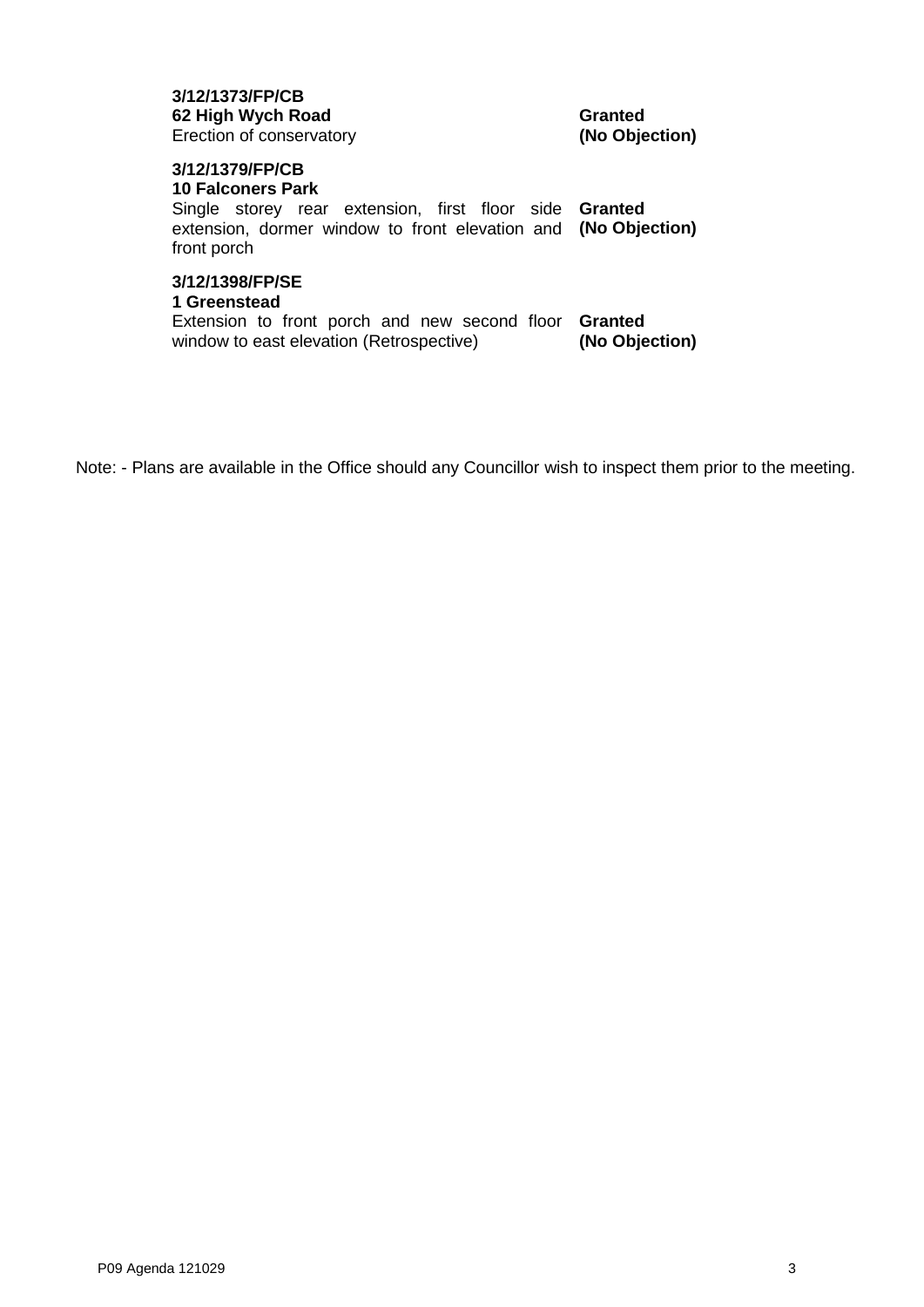**3/12/1373/FP/CB**
**62 High Wych Road**
Erection of conservatory — **Granted (No Objection)**

**3/12/1379/FP/CB**
**10 Falconers Park**
Single storey rear extension, first floor side extension, dormer window to front elevation and front porch — **Granted (No Objection)**

**3/12/1398/FP/SE**
**1 Greenstead**
Extension to front porch and new second floor window to east elevation (Retrospective) — **Granted (No Objection)**

Note: - Plans are available in the Office should any Councillor wish to inspect them prior to the meeting.